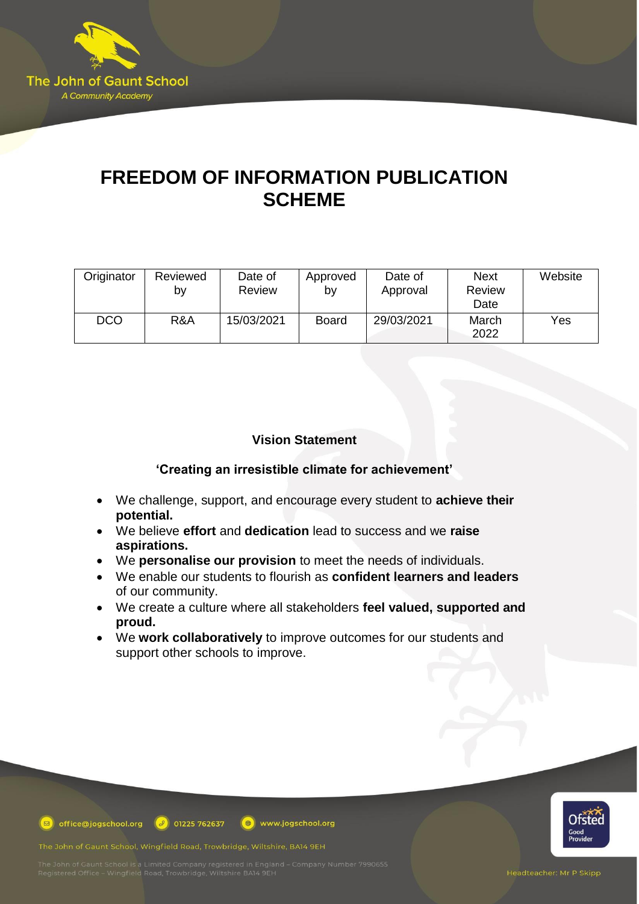# FREEDOM OF INFORMATION PUBLICATION SCHEME

| Originator | Reviewed by | Date of Review | Approved by | Date of Approval | Next Review Date | Website |
|---|---|---|---|---|---|---|
| DCO | R&A | 15/03/2021 | Board | 29/03/2021 | March 2022 | Yes |

**Vision Statement**

**'Creating an irresistible climate for achievement'**

- We challenge, support, and encourage every student to **achieve their potential.**
- We believe **effort** and **dedication** lead to success and we **raise aspirations.**
- We **personalise our provision** to meet the needs of individuals.
- We enable our students to flourish as **confident learners and leaders** of our community.
- We create a culture where all stakeholders **feel valued, supported and proud.**
- We **work collaboratively** to improve outcomes for our students and support other schools to improve.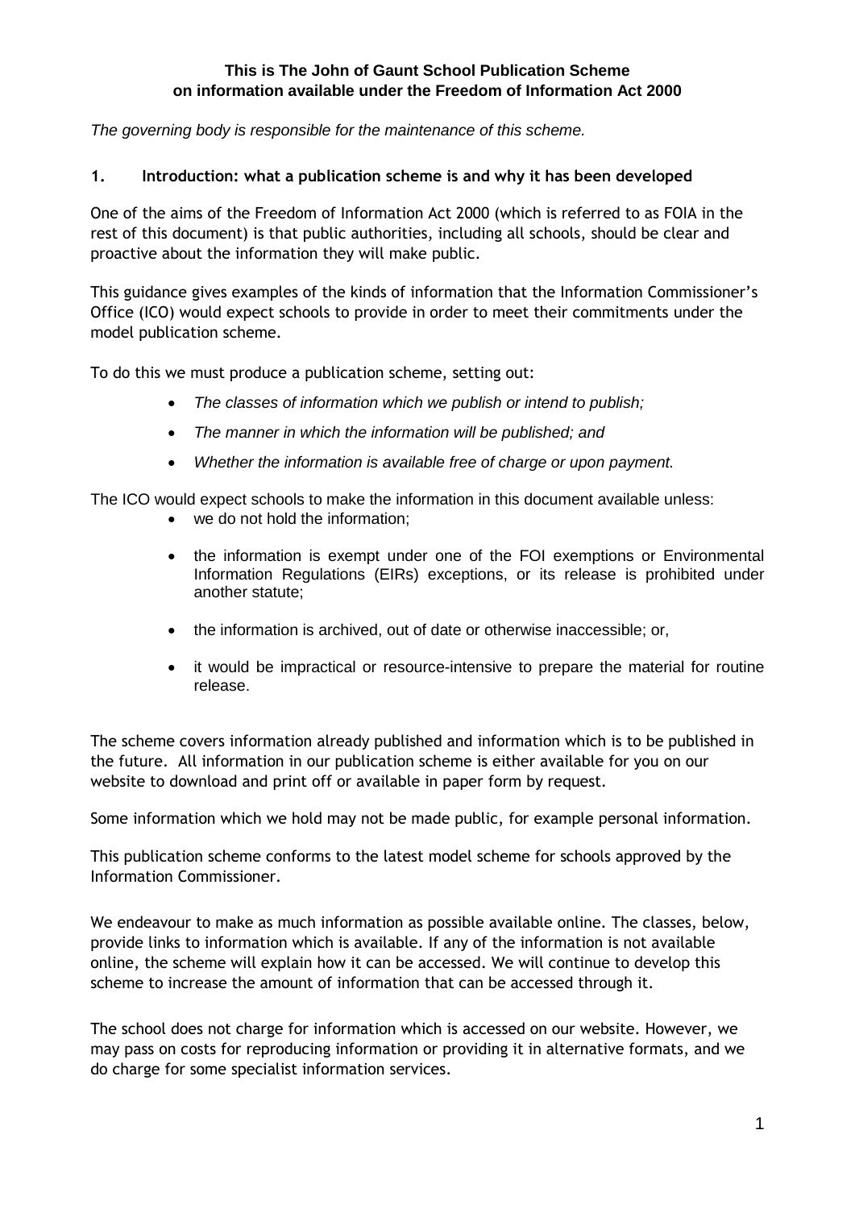**This is The John of Gaunt School Publication Scheme on information available under the Freedom of Information Act 2000**

*The governing body is responsible for the maintenance of this scheme.*

## 1. Introduction: what a publication scheme is and why it has been developed

One of the aims of the Freedom of Information Act 2000 (which is referred to as FOIA in the rest of this document) is that public authorities, including all schools, should be clear and proactive about the information they will make public.

This guidance gives examples of the kinds of information that the Information Commissioner's Office (ICO) would expect schools to provide in order to meet their commitments under the model publication scheme.

To do this we must produce a publication scheme, setting out:

- *The classes of information which we publish or intend to publish;*
- *The manner in which the information will be published; and*
- *Whether the information is available free of charge or upon payment.*

The ICO would expect schools to make the information in this document available unless:

- we do not hold the information;
- the information is exempt under one of the FOI exemptions or Environmental Information Regulations (EIRs) exceptions, or its release is prohibited under another statute;
- the information is archived, out of date or otherwise inaccessible; or,
- it would be impractical or resource-intensive to prepare the material for routine release.

The scheme covers information already published and information which is to be published in the future. All information in our publication scheme is either available for you on our website to download and print off or available in paper form by request.

Some information which we hold may not be made public, for example personal information.

This publication scheme conforms to the latest model scheme for schools approved by the Information Commissioner.

We endeavour to make as much information as possible available online. The classes, below, provide links to information which is available. If any of the information is not available online, the scheme will explain how it can be accessed. We will continue to develop this scheme to increase the amount of information that can be accessed through it.

The school does not charge for information which is accessed on our website. However, we may pass on costs for reproducing information or providing it in alternative formats, and we do charge for some specialist information services.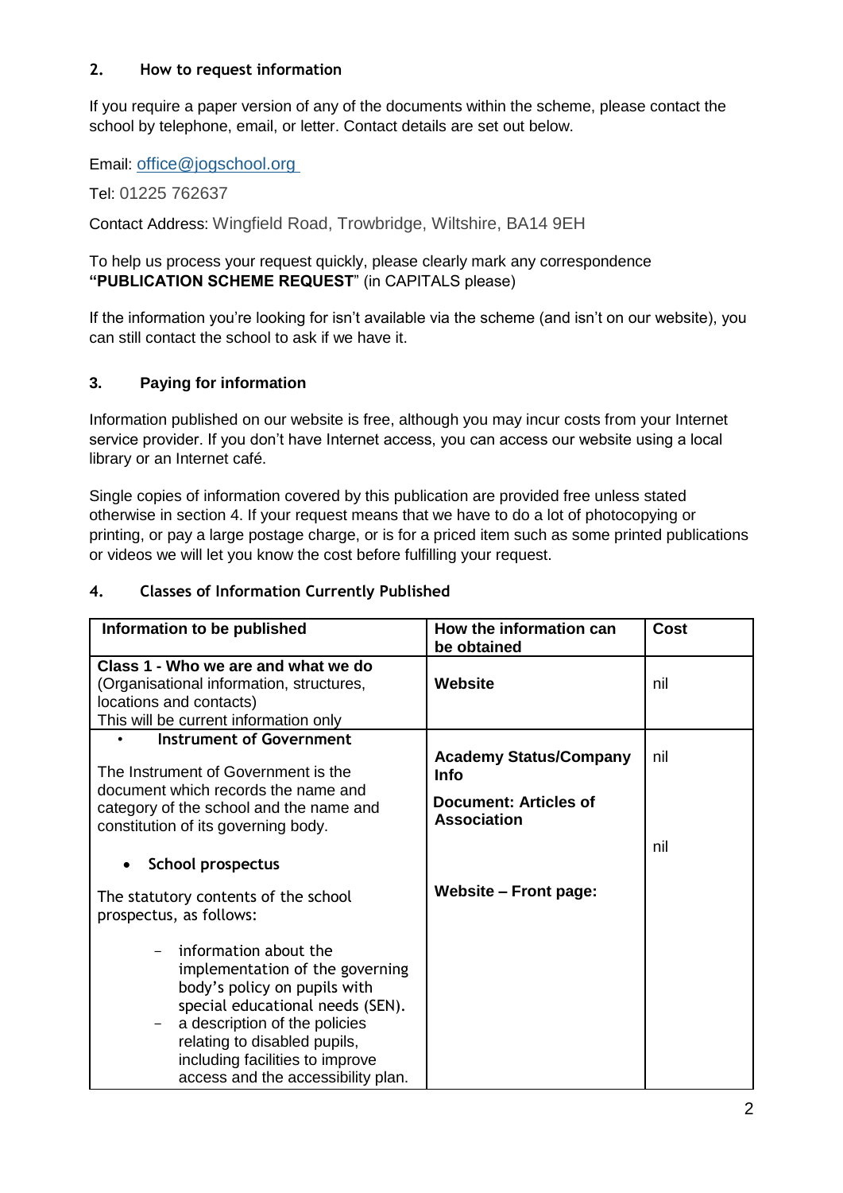## 2. How to request information

If you require a paper version of any of the documents within the scheme, please contact the school by telephone, email, or letter. Contact details are set out below.

Email: office@jogschool.org

Tel: 01225 762637

Contact Address: Wingfield Road, Trowbridge, Wiltshire, BA14 9EH

To help us process your request quickly, please clearly mark any correspondence **"PUBLICATION SCHEME REQUEST**" (in CAPITALS please)

If the information you're looking for isn't available via the scheme (and isn't on our website), you can still contact the school to ask if we have it.

## 3. Paying for information

Information published on our website is free, although you may incur costs from your Internet service provider. If you don't have Internet access, you can access our website using a local library or an Internet café.

Single copies of information covered by this publication are provided free unless stated otherwise in section 4. If your request means that we have to do a lot of photocopying or printing, or pay a large postage charge, or is for a priced item such as some printed publications or videos we will let you know the cost before fulfilling your request.

## 4. Classes of Information Currently Published

| Information to be published | How the information can be obtained | Cost |
|---|---|---|
| **Class 1 - Who we are and what we do**<br>(Organisational information, structures, locations and contacts)<br>This will be current information only | **Website** | nil |
| • **Instrument of Government**<br><br>The Instrument of Government is the document which records the name and category of the school and the name and constitution of its governing body.<br><br>• **School prospectus**<br><br>The statutory contents of the school prospectus, as follows:<br><br>– information about the implementation of the governing body's policy on pupils with special educational needs (SEN).<br>– a description of the policies relating to disabled pupils, including facilities to improve access and the accessibility plan. | **Academy Status/Company Info**<br><br>**Document: Articles of Association**<br><br>**Website – Front page:** | nil<br><br>nil |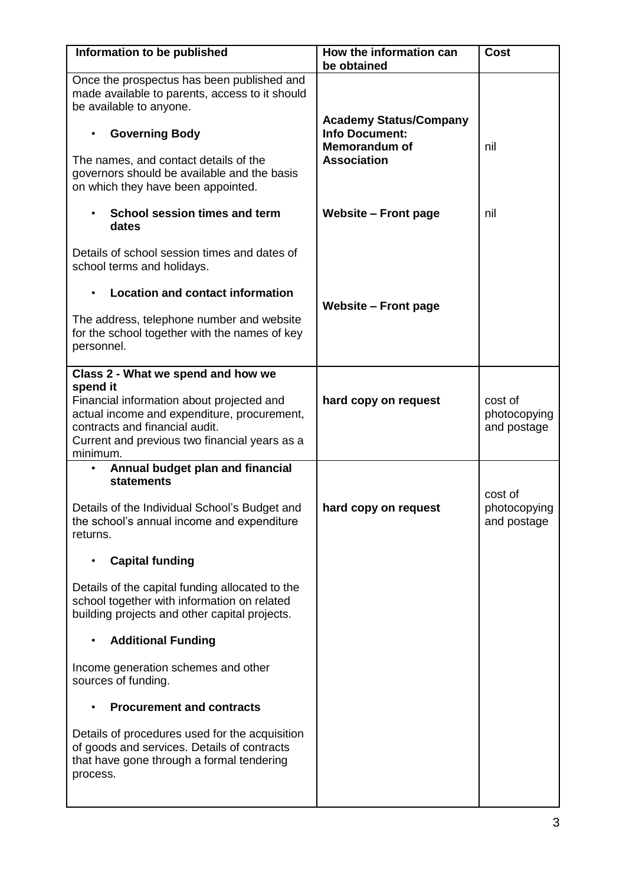| Information to be published | How the information can be obtained | Cost |
|---|---|---|
| Once the prospectus has been published and made available to parents, access to it should be available to anyone.<br><br>• **Governing Body**<br><br>The names, and contact details of the governors should be available and the basis on which they have been appointed.<br><br>• **School session times and term dates**<br><br>Details of school session times and dates of school terms and holidays.<br><br>• **Location and contact information**<br><br>The address, telephone number and website for the school together with the names of key personnel. | **Academy Status/Company Info Document: Memorandum of Association**<br><br>**Website – Front page**<br><br>**Website – Front page** | nil<br><br>nil |
| **Class 2 - What we spend and how we spend it**<br>Financial information about projected and actual income and expenditure, procurement, contracts and financial audit.<br>Current and previous two financial years as a minimum. | **hard copy on request** | cost of photocopying and postage |
| • **Annual budget plan and financial statements**<br><br>Details of the Individual School's Budget and the school's annual income and expenditure returns.<br><br>• **Capital funding**<br><br>Details of the capital funding allocated to the school together with information on related building projects and other capital projects.<br><br>• **Additional Funding**<br><br>Income generation schemes and other sources of funding.<br><br>• **Procurement and contracts**<br><br>Details of procedures used for the acquisition of goods and services. Details of contracts that have gone through a formal tendering process. | **hard copy on request** | cost of photocopying and postage |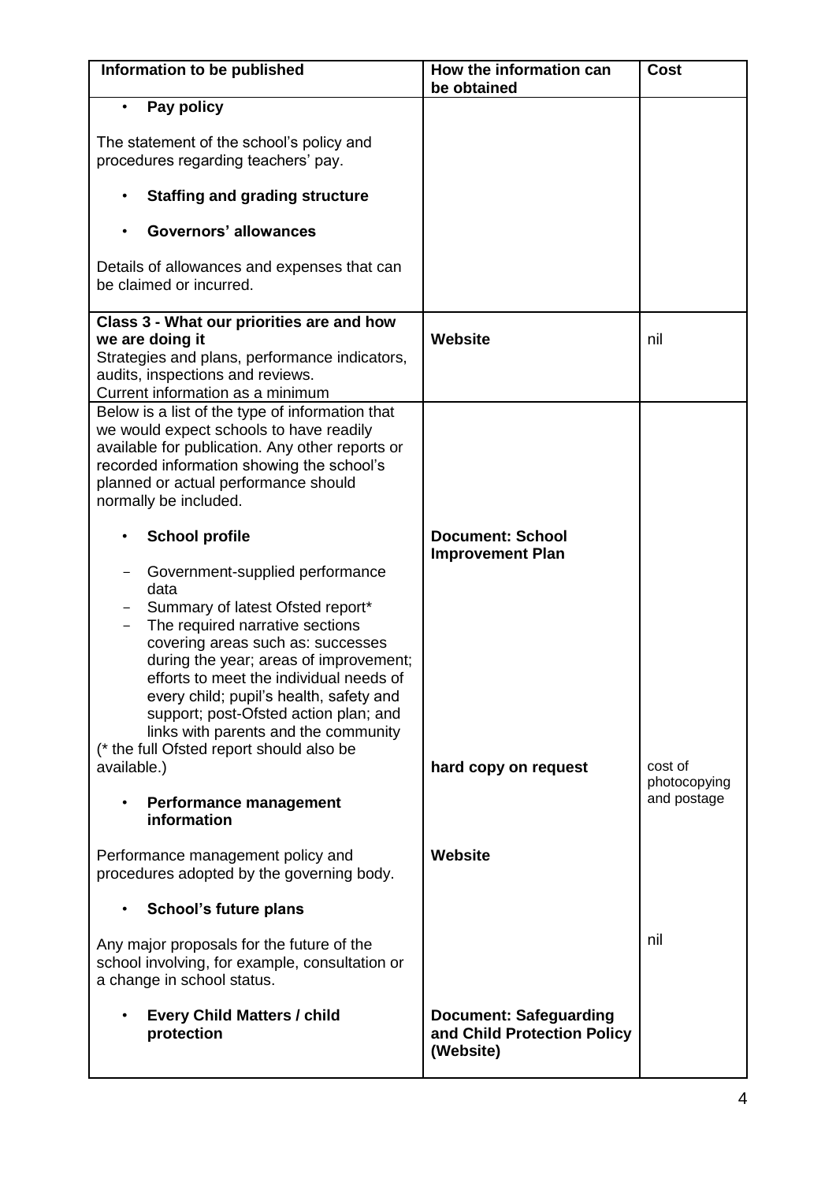| Information to be published | How the information can be obtained | Cost |
|---|---|---|
| • **Pay policy**<br><br>The statement of the school's policy and procedures regarding teachers' pay.<br><br>• **Staffing and grading structure**<br><br>• **Governors' allowances**<br><br>Details of allowances and expenses that can be claimed or incurred. | | |
| **Class 3 - What our priorities are and how we are doing it**<br>Strategies and plans, performance indicators, audits, inspections and reviews.<br>Current information as a minimum | **Website** | nil |
| Below is a list of the type of information that we would expect schools to have readily available for publication. Any other reports or recorded information showing the school's planned or actual performance should normally be included.<br><br>• **School profile**<br><br>- Government-supplied performance data<br>- Summary of latest Ofsted report*<br>- The required narrative sections covering areas such as: successes during the year; areas of improvement; efforts to meet the individual needs of every child; pupil's health, safety and support; post-Ofsted action plan; and links with parents and the community<br><br>(* the full Ofsted report should also be available.)<br><br>• **Performance management information**<br><br>Performance management policy and procedures adopted by the governing body.<br><br>• **School's future plans**<br><br>Any major proposals for the future of the school involving, for example, consultation or a change in school status.<br><br>• **Every Child Matters / child protection** | **Document: School Improvement Plan**<br><br>**hard copy on request**<br><br>**Website**<br><br>**Document: Safeguarding and Child Protection Policy (Website)** | cost of photocopying and postage<br><br>nil |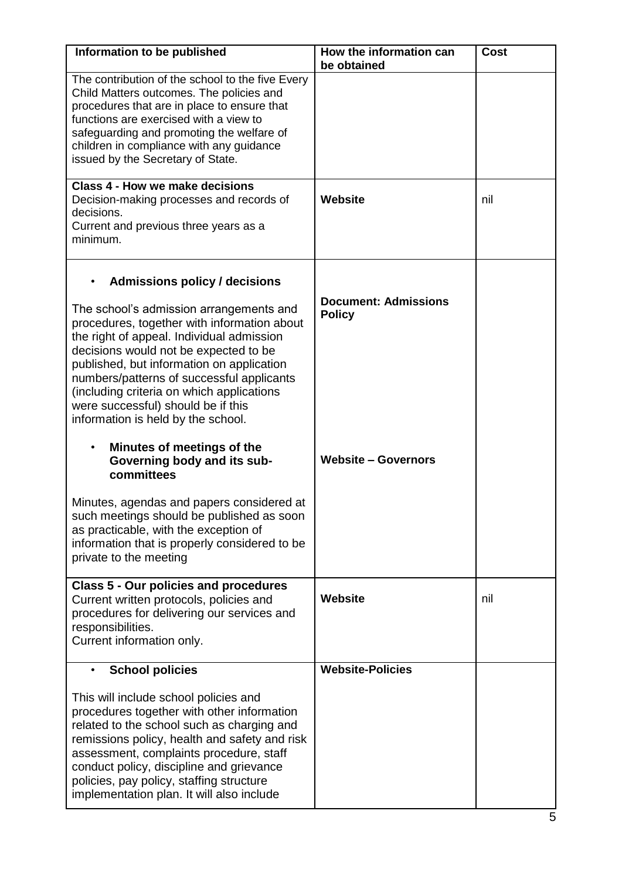| Information to be published | How the information can be obtained | Cost |
| --- | --- | --- |
| The contribution of the school to the five Every Child Matters outcomes. The policies and procedures that are in place to ensure that functions are exercised with a view to safeguarding and promoting the welfare of children in compliance with any guidance issued by the Secretary of State. | | |
| **Class 4 - How we make decisions**<br>Decision-making processes and records of decisions.<br>Current and previous three years as a minimum. | **Website** | nil |
| • **Admissions policy / decisions**<br><br>The school's admission arrangements and procedures, together with information about the right of appeal. Individual admission decisions would not be expected to be published, but information on application numbers/patterns of successful applicants (including criteria on which applications were successful) should be if this information is held by the school.<br><br>• **Minutes of meetings of the Governing body and its sub-committees**<br><br>Minutes, agendas and papers considered at such meetings should be published as soon as practicable, with the exception of information that is properly considered to be private to the meeting | **Document: Admissions Policy**<br><br>**Website – Governors** | |
| **Class 5 - Our policies and procedures**<br>Current written protocols, policies and procedures for delivering our services and responsibilities.<br>Current information only. | **Website** | nil |
| • **School policies**<br><br>This will include school policies and procedures together with other information related to the school such as charging and remissions policy, health and safety and risk assessment, complaints procedure, staff conduct policy, discipline and grievance policies, pay policy, staffing structure implementation plan. It will also include | **Website-Policies** | |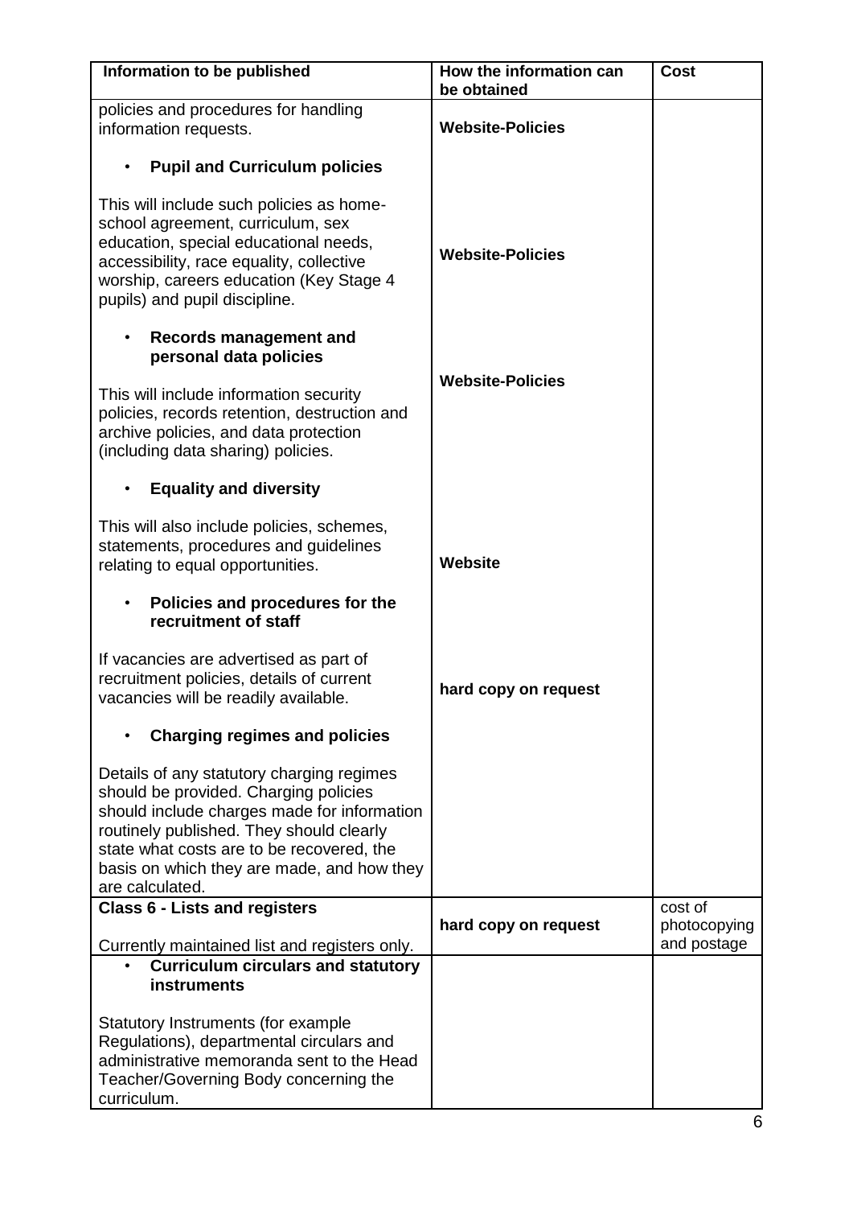| Information to be published | How the information can be obtained | Cost |
|---|---|---|
| policies and procedures for handling information requests. | **Website-Policies** | |
| • **Pupil and Curriculum policies**<br><br>This will include such policies as home-school agreement, curriculum, sex education, special educational needs, accessibility, race equality, collective worship, careers education (Key Stage 4 pupils) and pupil discipline. | **Website-Policies** | |
| • **Records management and personal data policies**<br><br>This will include information security policies, records retention, destruction and archive policies, and data protection (including data sharing) policies. | **Website-Policies** | |
| • **Equality and diversity**<br><br>This will also include policies, schemes, statements, procedures and guidelines relating to equal opportunities. | **Website** | |
| • **Policies and procedures for the recruitment of staff**<br><br>If vacancies are advertised as part of recruitment policies, details of current vacancies will be readily available. | **hard copy on request** | |
| • **Charging regimes and policies**<br><br>Details of any statutory charging regimes should be provided. Charging policies should include charges made for information routinely published. They should clearly state what costs are to be recovered, the basis on which they are made, and how they are calculated. | | |
| **Class 6 - Lists and registers**<br><br>Currently maintained list and registers only. | **hard copy on request** | cost of photocopying and postage |
| • **Curriculum circulars and statutory instruments**<br><br>Statutory Instruments (for example Regulations), departmental circulars and administrative memoranda sent to the Head Teacher/Governing Body concerning the curriculum. | | |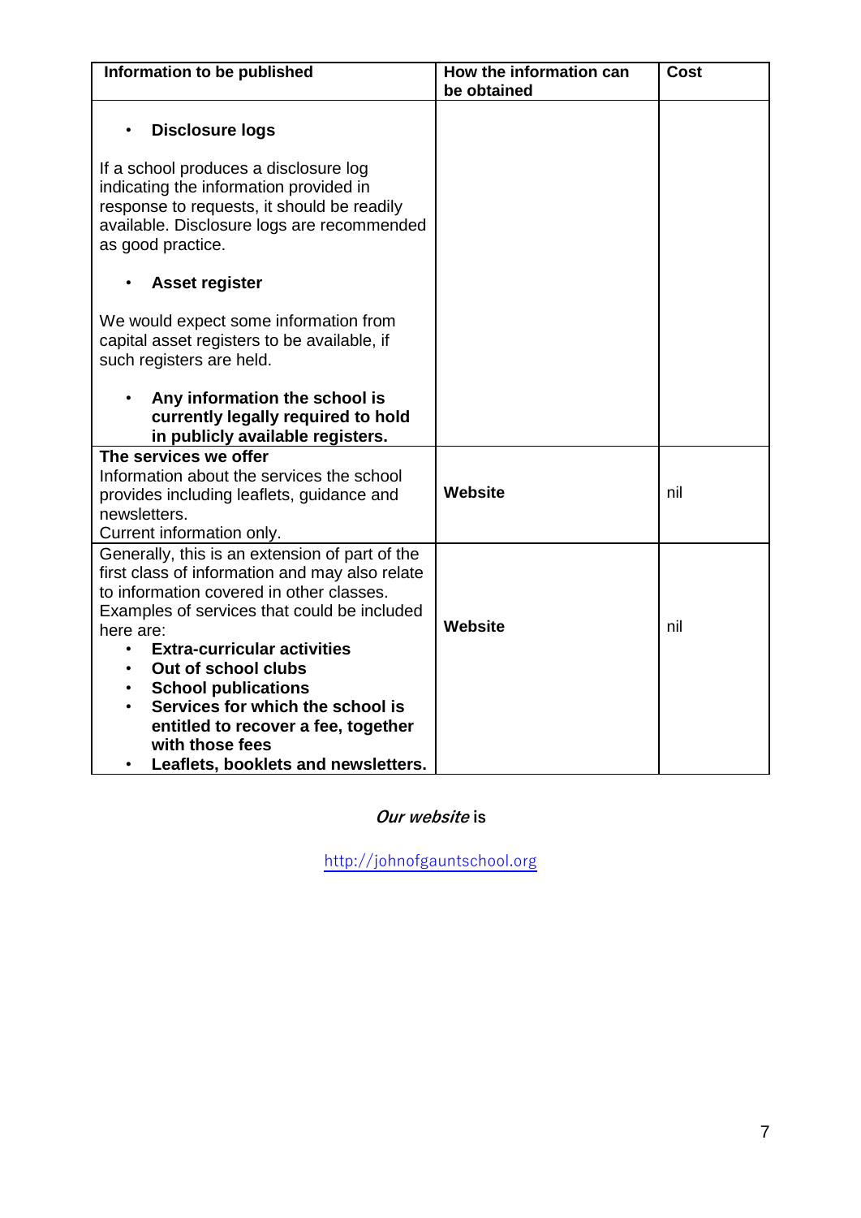| Information to be published | How the information can be obtained | Cost |
|---|---|---|
| • **Disclosure logs**<br><br>If a school produces a disclosure log indicating the information provided in response to requests, it should be readily available. Disclosure logs are recommended as good practice.<br><br>• **Asset register**<br><br>We would expect some information from capital asset registers to be available, if such registers are held.<br><br>• **Any information the school is currently legally required to hold in publicly available registers.** | | |
| **The services we offer**<br>Information about the services the school provides including leaflets, guidance and newsletters.<br>Current information only. | **Website** | nil |
| Generally, this is an extension of part of the first class of information and may also relate to information covered in other classes. Examples of services that could be included here are:<br>• **Extra-curricular activities**<br>• **Out of school clubs**<br>• **School publications**<br>• **Services for which the school is entitled to recover a fee, together with those fees**<br>• **Leaflets, booklets and newsletters.** | **Website** | nil |

***Our website*** **is**

http://johnofgauntschool.org